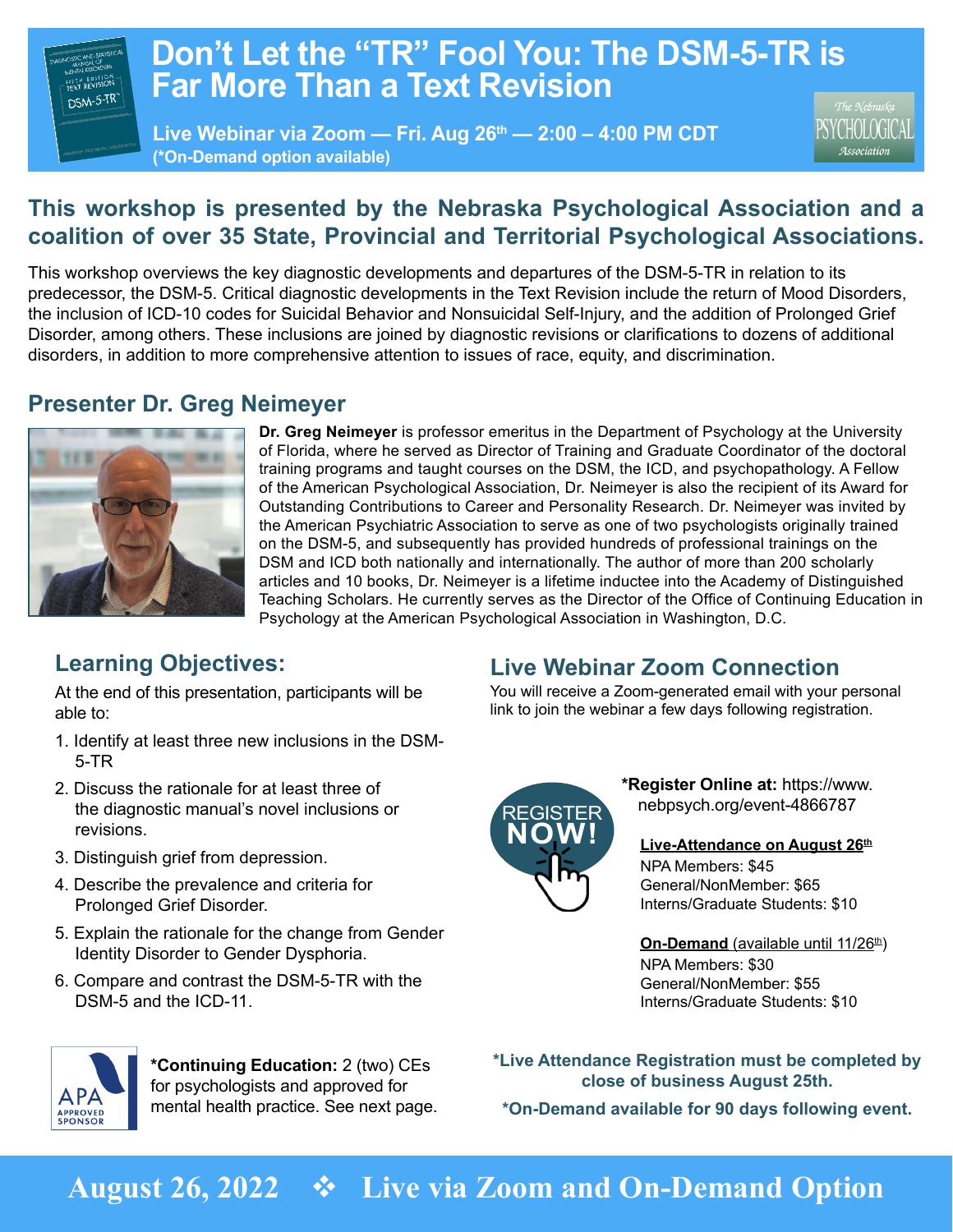# Don't Let the "TR" Fool You: The DSM-5-TR is Far More Than a Text Revision

**Live Webinar via Zoom — Fri. Aug 26th — 2:00 – 4:00 PM CDT**
**(*On-Demand option available)**

The Nebraska PSYCHOLOGICAL Association

## This workshop is presented by the Nebraska Psychological Association and a coalition of over 35 State, Provincial and Territorial Psychological Associations.

This workshop overviews the key diagnostic developments and departures of the DSM-5-TR in relation to its predecessor, the DSM-5. Critical diagnostic developments in the Text Revision include the return of Mood Disorders, the inclusion of ICD-10 codes for Suicidal Behavior and Nonsuicidal Self-Injury, and the addition of Prolonged Grief Disorder, among others. These inclusions are joined by diagnostic revisions or clarifications to dozens of additional disorders, in addition to more comprehensive attention to issues of race, equity, and discrimination.

## Presenter Dr. Greg Neimeyer

**Dr. Greg Neimeyer** is professor emeritus in the Department of Psychology at the University of Florida, where he served as Director of Training and Graduate Coordinator of the doctoral training programs and taught courses on the DSM, the ICD, and psychopathology. A Fellow of the American Psychological Association, Dr. Neimeyer is also the recipient of its Award for Outstanding Contributions to Career and Personality Research. Dr. Neimeyer was invited by the American Psychiatric Association to serve as one of two psychologists originally trained on the DSM-5, and subsequently has provided hundreds of professional trainings on the DSM and ICD both nationally and internationally. The author of more than 200 scholarly articles and 10 books, Dr. Neimeyer is a lifetime inductee into the Academy of Distinguished Teaching Scholars. He currently serves as the Director of the Office of Continuing Education in Psychology at the American Psychological Association in Washington, D.C.

## Learning Objectives:

At the end of this presentation, participants will be able to:

1. Identify at least three new inclusions in the DSM-5-TR
2. Discuss the rationale for at least three of the diagnostic manual's novel inclusions or revisions.
3. Distinguish grief from depression.
4. Describe the prevalence and criteria for Prolonged Grief Disorder.
5. Explain the rationale for the change from Gender Identity Disorder to Gender Dysphoria.
6. Compare and contrast the DSM-5-TR with the DSM-5 and the ICD-11.

**APA APPROVED SPONSOR**

***Continuing Education:** 2 (two) CEs for psychologists and approved for mental health practice. See next page.

## Live Webinar Zoom Connection

You will receive a Zoom-generated email with your personal link to join the webinar a few days following registration.

REGISTER NOW!

***Register Online at:** https://www.nebpsych.org/event-4866787

**Live-Attendance on August 26th**
NPA Members: $45
General/NonMember: $65
Interns/Graduate Students: $10

**On-Demand** (available until 11/26th)
NPA Members: $30
General/NonMember: $55
Interns/Graduate Students: $10

***Live Attendance Registration must be completed by close of business August 25th.**

***On-Demand available for 90 days following event.**

**August 26, 2022 ❖ Live via Zoom and On-Demand Option**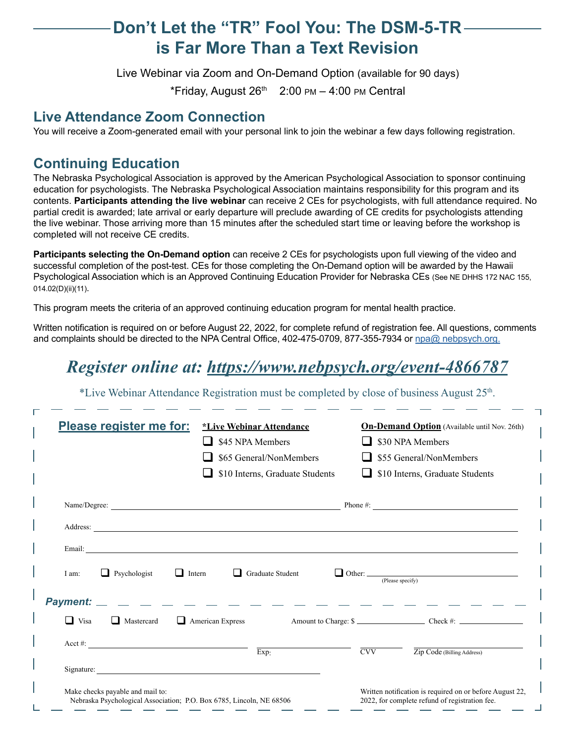# Don't Let the "TR" Fool You: The DSM-5-TR is Far More Than a Text Revision

Live Webinar via Zoom and On-Demand Option (available for 90 days)

*Friday, August 26th 2:00 PM – 4:00 PM Central

## Live Attendance Zoom Connection

You will receive a Zoom-generated email with your personal link to join the webinar a few days following registration.

## Continuing Education

The Nebraska Psychological Association is approved by the American Psychological Association to sponsor continuing education for psychologists. The Nebraska Psychological Association maintains responsibility for this program and its contents. **Participants attending the live webinar** can receive 2 CEs for psychologists, with full attendance required. No partial credit is awarded; late arrival or early departure will preclude awarding of CE credits for psychologists attending the live webinar. Those arriving more than 15 minutes after the scheduled start time or leaving before the workshop is completed will not receive CE credits.

**Participants selecting the On-Demand option** can receive 2 CEs for psychologists upon full viewing of the video and successful completion of the post-test. CEs for those completing the On-Demand option will be awarded by the Hawaii Psychological Association which is an Approved Continuing Education Provider for Nebraska CEs (See NE DHHS 172 NAC 155, 014.02(D)(ii)(11).

This program meets the criteria of an approved continuing education program for mental health practice.

Written notification is required on or before August 22, 2022, for complete refund of registration fee. All questions, comments and complaints should be directed to the NPA Central Office, 402-475-0709, 877-355-7934 or npa@ nebpsych.org.

## *Register online at: https://www.nebpsych.org/event-4866787*

*Live Webinar Attendance Registration must be completed by close of business August 25th.

---

**Please register me for:**

**\*Live Webinar Attendance**
- ❑ $45 NPA Members
- ❑ $65 General/NonMembers
- ❑ $10 Interns, Graduate Students

**On-Demand Option** (Available until Nov. 26th)
- ❑ $30 NPA Members
- ❑ $55 General/NonMembers
- ❑ $10 Interns, Graduate Students

Name/Degree: ______________________ Phone #: ______________________

Address: ______________________

Email: ______________________

I am: ❑ Psychologist ❑ Intern ❑ Graduate Student ❑ Other: ______________________ (Please specify)

***Payment:***

❑ Visa ❑ Mastercard ❑ American Express Amount to Charge: $ __________ Check #: __________

Acct #: ______________________ Exp: __________ CVV __________ Zip Code (Billing Address) __________

Signature: ______________________

Make checks payable and mail to:
Nebraska Psychological Association; P.O. Box 6785, Lincoln, NE 68506

Written notification is required on or before August 22, 2022, for complete refund of registration fee.